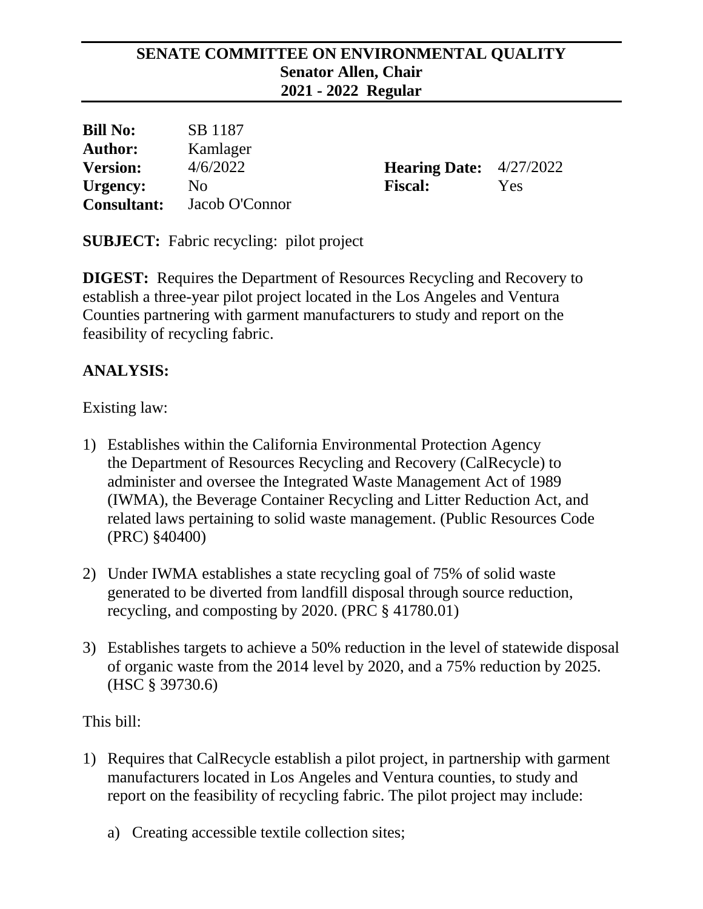**SENATE COMMITTEE ON ENVIRONMENTAL QUALITY**
**Senator Allen, Chair**
**2021 - 2022 Regular**

| | | | |
|---|---|---|---|
| **Bill No:** | SB 1187 | | |
| **Author:** | Kamlager | | |
| **Version:** | 4/6/2022 | **Hearing Date:** | 4/27/2022 |
| **Urgency:** | No | **Fiscal:** | Yes |
| **Consultant:** | Jacob O'Connor | | |

**SUBJECT:** Fabric recycling: pilot project

**DIGEST:** Requires the Department of Resources Recycling and Recovery to establish a three-year pilot project located in the Los Angeles and Ventura Counties partnering with garment manufacturers to study and report on the feasibility of recycling fabric.

**ANALYSIS:**

Existing law:

1) Establishes within the California Environmental Protection Agency the Department of Resources Recycling and Recovery (CalRecycle) to administer and oversee the Integrated Waste Management Act of 1989 (IWMA), the Beverage Container Recycling and Litter Reduction Act, and related laws pertaining to solid waste management. (Public Resources Code (PRC) §40400)

2) Under IWMA establishes a state recycling goal of 75% of solid waste generated to be diverted from landfill disposal through source reduction, recycling, and composting by 2020. (PRC § 41780.01)

3) Establishes targets to achieve a 50% reduction in the level of statewide disposal of organic waste from the 2014 level by 2020, and a 75% reduction by 2025. (HSC § 39730.6)

This bill:

1) Requires that CalRecycle establish a pilot project, in partnership with garment manufacturers located in Los Angeles and Ventura counties, to study and report on the feasibility of recycling fabric. The pilot project may include:

   a) Creating accessible textile collection sites;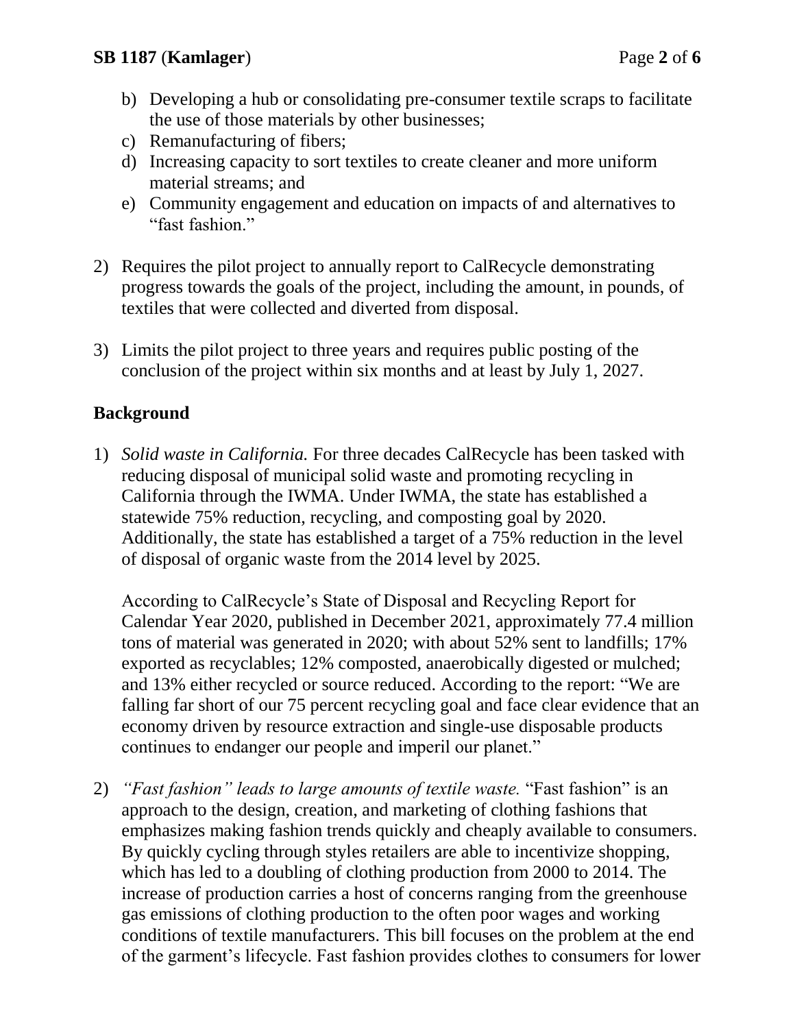b) Developing a hub or consolidating pre-consumer textile scraps to facilitate the use of those materials by other businesses;
c) Remanufacturing of fibers;
d) Increasing capacity to sort textiles to create cleaner and more uniform material streams; and
e) Community engagement and education on impacts of and alternatives to "fast fashion."

2) Requires the pilot project to annually report to CalRecycle demonstrating progress towards the goals of the project, including the amount, in pounds, of textiles that were collected and diverted from disposal.

3) Limits the pilot project to three years and requires public posting of the conclusion of the project within six months and at least by July 1, 2027.

## Background

1) *Solid waste in California.* For three decades CalRecycle has been tasked with reducing disposal of municipal solid waste and promoting recycling in California through the IWMA. Under IWMA, the state has established a statewide 75% reduction, recycling, and composting goal by 2020. Additionally, the state has established a target of a 75% reduction in the level of disposal of organic waste from the 2014 level by 2025.

   According to CalRecycle's State of Disposal and Recycling Report for Calendar Year 2020, published in December 2021, approximately 77.4 million tons of material was generated in 2020; with about 52% sent to landfills; 17% exported as recyclables; 12% composted, anaerobically digested or mulched; and 13% either recycled or source reduced. According to the report: "We are falling far short of our 75 percent recycling goal and face clear evidence that an economy driven by resource extraction and single-use disposable products continues to endanger our people and imperil our planet."

2) *"Fast fashion" leads to large amounts of textile waste.* "Fast fashion" is an approach to the design, creation, and marketing of clothing fashions that emphasizes making fashion trends quickly and cheaply available to consumers. By quickly cycling through styles retailers are able to incentivize shopping, which has led to a doubling of clothing production from 2000 to 2014. The increase of production carries a host of concerns ranging from the greenhouse gas emissions of clothing production to the often poor wages and working conditions of textile manufacturers. This bill focuses on the problem at the end of the garment's lifecycle. Fast fashion provides clothes to consumers for lower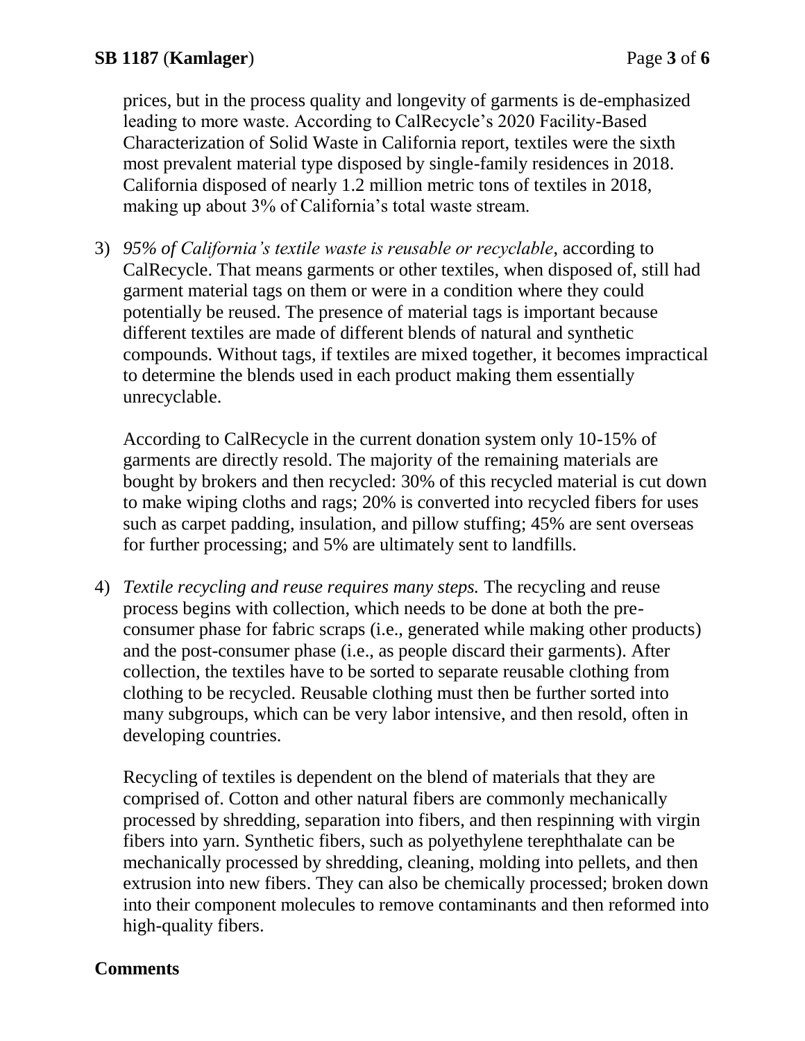prices, but in the process quality and longevity of garments is de-emphasized leading to more waste. According to CalRecycle's 2020 Facility-Based Characterization of Solid Waste in California report, textiles were the sixth most prevalent material type disposed by single-family residences in 2018. California disposed of nearly 1.2 million metric tons of textiles in 2018, making up about 3% of California's total waste stream.

3) *95% of California's textile waste is reusable or recyclable*, according to CalRecycle. That means garments or other textiles, when disposed of, still had garment material tags on them or were in a condition where they could potentially be reused. The presence of material tags is important because different textiles are made of different blends of natural and synthetic compounds. Without tags, if textiles are mixed together, it becomes impractical to determine the blends used in each product making them essentially unrecyclable.

   According to CalRecycle in the current donation system only 10-15% of garments are directly resold. The majority of the remaining materials are bought by brokers and then recycled: 30% of this recycled material is cut down to make wiping cloths and rags; 20% is converted into recycled fibers for uses such as carpet padding, insulation, and pillow stuffing; 45% are sent overseas for further processing; and 5% are ultimately sent to landfills.

4) *Textile recycling and reuse requires many steps.* The recycling and reuse process begins with collection, which needs to be done at both the pre-consumer phase for fabric scraps (i.e., generated while making other products) and the post-consumer phase (i.e., as people discard their garments). After collection, the textiles have to be sorted to separate reusable clothing from clothing to be recycled. Reusable clothing must then be further sorted into many subgroups, which can be very labor intensive, and then resold, often in developing countries.

   Recycling of textiles is dependent on the blend of materials that they are comprised of. Cotton and other natural fibers are commonly mechanically processed by shredding, separation into fibers, and then respinning with virgin fibers into yarn. Synthetic fibers, such as polyethylene terephthalate can be mechanically processed by shredding, cleaning, molding into pellets, and then extrusion into new fibers. They can also be chemically processed; broken down into their component molecules to remove contaminants and then reformed into high-quality fibers.

## Comments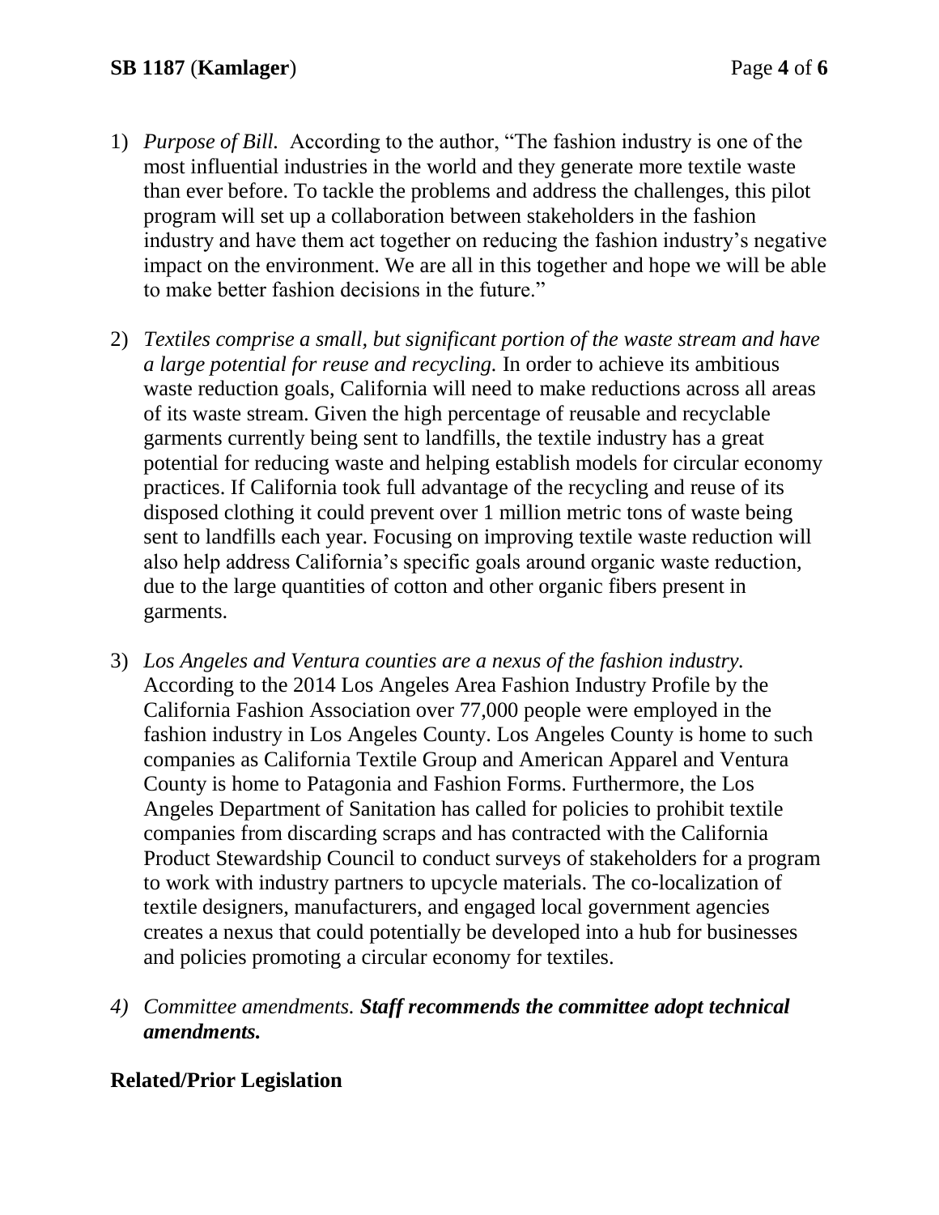1) *Purpose of Bill.* According to the author, "The fashion industry is one of the most influential industries in the world and they generate more textile waste than ever before. To tackle the problems and address the challenges, this pilot program will set up a collaboration between stakeholders in the fashion industry and have them act together on reducing the fashion industry's negative impact on the environment. We are all in this together and hope we will be able to make better fashion decisions in the future."

2) *Textiles comprise a small, but significant portion of the waste stream and have a large potential for reuse and recycling.* In order to achieve its ambitious waste reduction goals, California will need to make reductions across all areas of its waste stream. Given the high percentage of reusable and recyclable garments currently being sent to landfills, the textile industry has a great potential for reducing waste and helping establish models for circular economy practices. If California took full advantage of the recycling and reuse of its disposed clothing it could prevent over 1 million metric tons of waste being sent to landfills each year. Focusing on improving textile waste reduction will also help address California's specific goals around organic waste reduction, due to the large quantities of cotton and other organic fibers present in garments.

3) *Los Angeles and Ventura counties are a nexus of the fashion industry.* According to the 2014 Los Angeles Area Fashion Industry Profile by the California Fashion Association over 77,000 people were employed in the fashion industry in Los Angeles County. Los Angeles County is home to such companies as California Textile Group and American Apparel and Ventura County is home to Patagonia and Fashion Forms. Furthermore, the Los Angeles Department of Sanitation has called for policies to prohibit textile companies from discarding scraps and has contracted with the California Product Stewardship Council to conduct surveys of stakeholders for a program to work with industry partners to upcycle materials. The co-localization of textile designers, manufacturers, and engaged local government agencies creates a nexus that could potentially be developed into a hub for businesses and policies promoting a circular economy for textiles.

4) *Committee amendments.* ***Staff recommends the committee adopt technical amendments.***

## Related/Prior Legislation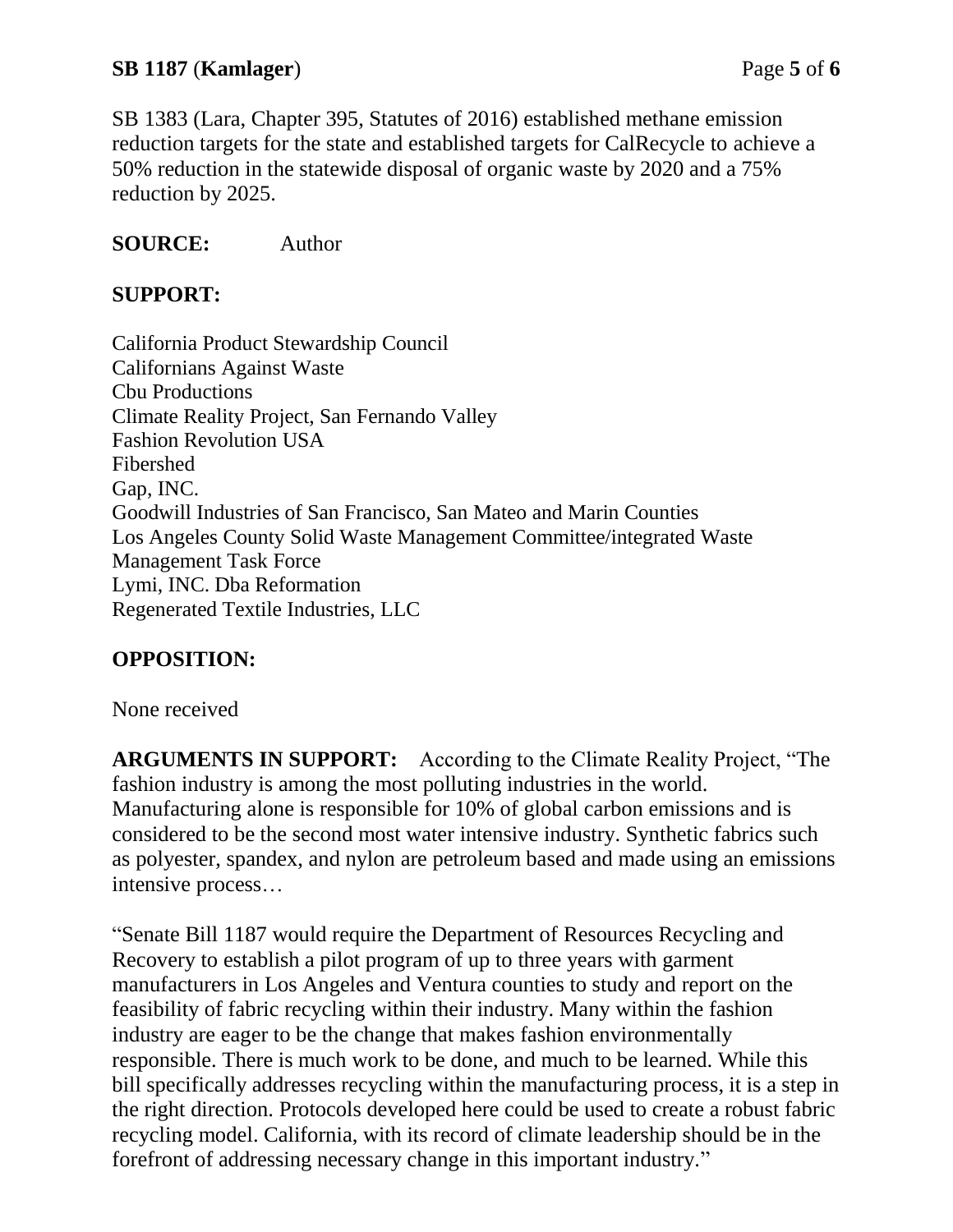SB 1383 (Lara, Chapter 395, Statutes of 2016) established methane emission reduction targets for the state and established targets for CalRecycle to achieve a 50% reduction in the statewide disposal of organic waste by 2020 and a 75% reduction by 2025.

**SOURCE:** Author

**SUPPORT:**

California Product Stewardship Council
Californians Against Waste
Cbu Productions
Climate Reality Project, San Fernando Valley
Fashion Revolution USA
Fibershed
Gap, INC.
Goodwill Industries of San Francisco, San Mateo and Marin Counties
Los Angeles County Solid Waste Management Committee/integrated Waste Management Task Force
Lymi, INC. Dba Reformation
Regenerated Textile Industries, LLC

**OPPOSITION:**

None received

**ARGUMENTS IN SUPPORT:** According to the Climate Reality Project, "The fashion industry is among the most polluting industries in the world. Manufacturing alone is responsible for 10% of global carbon emissions and is considered to be the second most water intensive industry. Synthetic fabrics such as polyester, spandex, and nylon are petroleum based and made using an emissions intensive process…

"Senate Bill 1187 would require the Department of Resources Recycling and Recovery to establish a pilot program of up to three years with garment manufacturers in Los Angeles and Ventura counties to study and report on the feasibility of fabric recycling within their industry. Many within the fashion industry are eager to be the change that makes fashion environmentally responsible. There is much work to be done, and much to be learned. While this bill specifically addresses recycling within the manufacturing process, it is a step in the right direction. Protocols developed here could be used to create a robust fabric recycling model. California, with its record of climate leadership should be in the forefront of addressing necessary change in this important industry."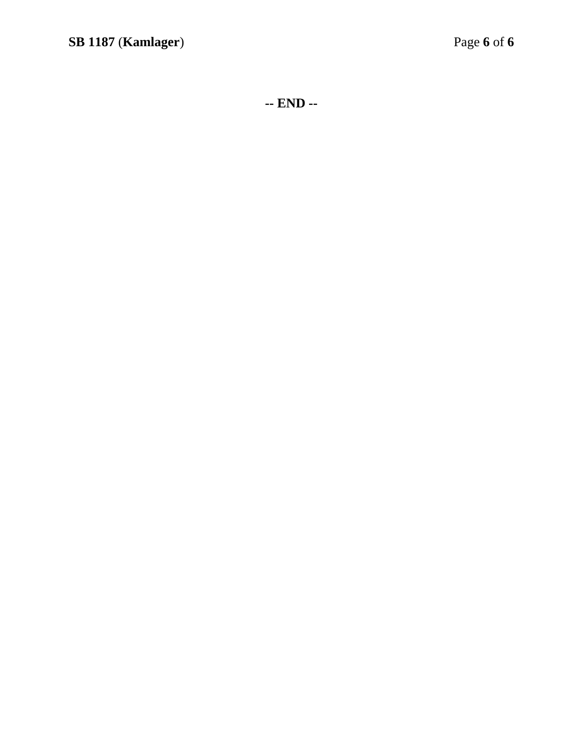**-- END --**